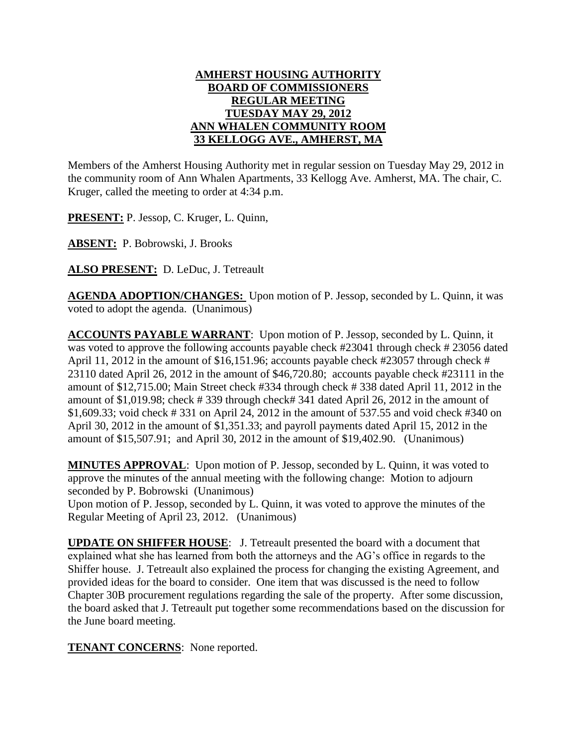# AMHERST HOUSING AUTHORITY
# BOARD OF COMMISSIONERS
# REGULAR MEETING
# TUESDAY MAY 29, 2012
# ANN WHALEN COMMUNITY ROOM
# 33 KELLOGG AVE., AMHERST, MA

Members of the Amherst Housing Authority met in regular session on Tuesday May 29, 2012 in the community room of Ann Whalen Apartments, 33 Kellogg Ave. Amherst, MA. The chair, C. Kruger, called the meeting to order at 4:34 p.m.

**PRESENT:** P. Jessop, C. Kruger, L. Quinn,

**ABSENT:** P. Bobrowski, J. Brooks

**ALSO PRESENT:** D. LeDuc, J. Tetreault

**AGENDA ADOPTION/CHANGES:** Upon motion of P. Jessop, seconded by L. Quinn, it was voted to adopt the agenda. (Unanimous)

**ACCOUNTS PAYABLE WARRANT**: Upon motion of P. Jessop, seconded by L. Quinn, it was voted to approve the following accounts payable check #23041 through check # 23056 dated April 11, 2012 in the amount of $16,151.96; accounts payable check #23057 through check # 23110 dated April 26, 2012 in the amount of $46,720.80; accounts payable check #23111 in the amount of $12,715.00; Main Street check #334 through check # 338 dated April 11, 2012 in the amount of $1,019.98; check # 339 through check# 341 dated April 26, 2012 in the amount of $1,609.33; void check # 331 on April 24, 2012 in the amount of 537.55 and void check #340 on April 30, 2012 in the amount of $1,351.33; and payroll payments dated April 15, 2012 in the amount of $15,507.91; and April 30, 2012 in the amount of $19,402.90. (Unanimous)

**MINUTES APPROVAL**: Upon motion of P. Jessop, seconded by L. Quinn, it was voted to approve the minutes of the annual meeting with the following change: Motion to adjourn seconded by P. Bobrowski (Unanimous)
Upon motion of P. Jessop, seconded by L. Quinn, it was voted to approve the minutes of the Regular Meeting of April 23, 2012. (Unanimous)

**UPDATE ON SHIFFER HOUSE**: J. Tetreault presented the board with a document that explained what she has learned from both the attorneys and the AG's office in regards to the Shiffer house. J. Tetreault also explained the process for changing the existing Agreement, and provided ideas for the board to consider. One item that was discussed is the need to follow Chapter 30B procurement regulations regarding the sale of the property. After some discussion, the board asked that J. Tetreault put together some recommendations based on the discussion for the June board meeting.

**TENANT CONCERNS**: None reported.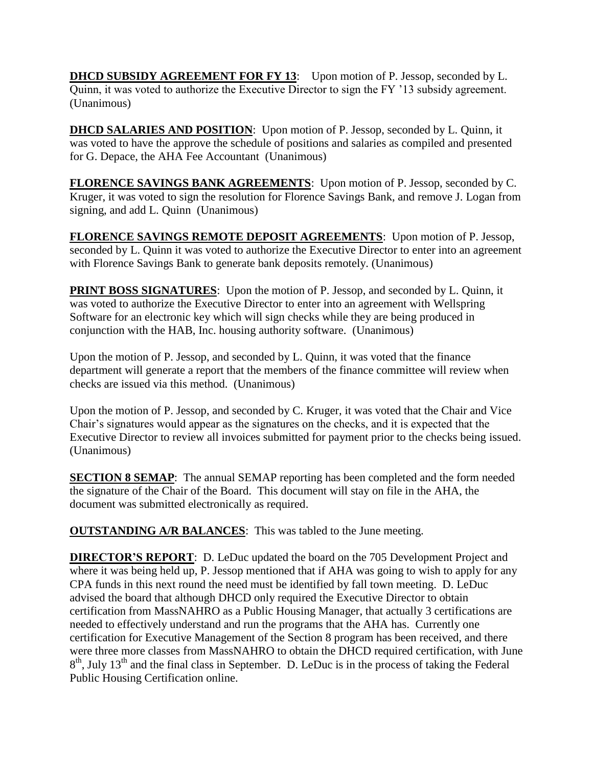**DHCD SUBSIDY AGREEMENT FOR FY 13**: Upon motion of P. Jessop, seconded by L. Quinn, it was voted to authorize the Executive Director to sign the FY '13 subsidy agreement. (Unanimous)

**DHCD SALARIES AND POSITION**: Upon motion of P. Jessop, seconded by L. Quinn, it was voted to have the approve the schedule of positions and salaries as compiled and presented for G. Depace, the AHA Fee Accountant (Unanimous)

**FLORENCE SAVINGS BANK AGREEMENTS**: Upon motion of P. Jessop, seconded by C. Kruger, it was voted to sign the resolution for Florence Savings Bank, and remove J. Logan from signing, and add L. Quinn (Unanimous)

**FLORENCE SAVINGS REMOTE DEPOSIT AGREEMENTS**: Upon motion of P. Jessop, seconded by L. Quinn it was voted to authorize the Executive Director to enter into an agreement with Florence Savings Bank to generate bank deposits remotely. (Unanimous)

**PRINT BOSS SIGNATURES**: Upon the motion of P. Jessop, and seconded by L. Quinn, it was voted to authorize the Executive Director to enter into an agreement with Wellspring Software for an electronic key which will sign checks while they are being produced in conjunction with the HAB, Inc. housing authority software. (Unanimous)

Upon the motion of P. Jessop, and seconded by L. Quinn, it was voted that the finance department will generate a report that the members of the finance committee will review when checks are issued via this method. (Unanimous)

Upon the motion of P. Jessop, and seconded by C. Kruger, it was voted that the Chair and Vice Chair's signatures would appear as the signatures on the checks, and it is expected that the Executive Director to review all invoices submitted for payment prior to the checks being issued. (Unanimous)

**SECTION 8 SEMAP**: The annual SEMAP reporting has been completed and the form needed the signature of the Chair of the Board. This document will stay on file in the AHA, the document was submitted electronically as required.

**OUTSTANDING A/R BALANCES**: This was tabled to the June meeting.

**DIRECTOR'S REPORT**: D. LeDuc updated the board on the 705 Development Project and where it was being held up, P. Jessop mentioned that if AHA was going to wish to apply for any CPA funds in this next round the need must be identified by fall town meeting. D. LeDuc advised the board that although DHCD only required the Executive Director to obtain certification from MassNAHRO as a Public Housing Manager, that actually 3 certifications are needed to effectively understand and run the programs that the AHA has. Currently one certification for Executive Management of the Section 8 program has been received, and there were three more classes from MassNAHRO to obtain the DHCD required certification, with June 8th, July 13th and the final class in September. D. LeDuc is in the process of taking the Federal Public Housing Certification online.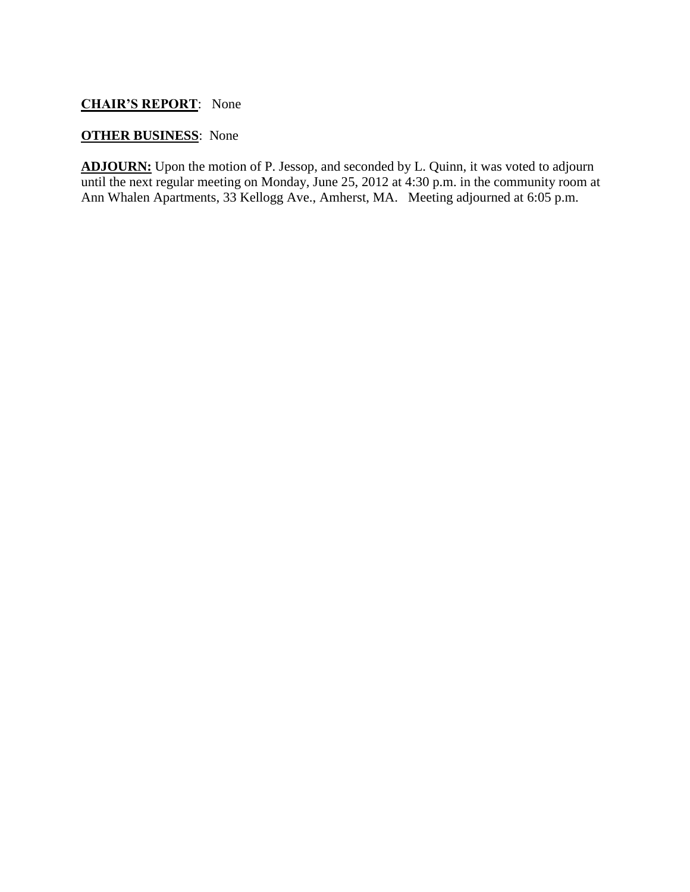**CHAIR'S REPORT**: None

**OTHER BUSINESS**: None

**ADJOURN:** Upon the motion of P. Jessop, and seconded by L. Quinn, it was voted to adjourn until the next regular meeting on Monday, June 25, 2012 at 4:30 p.m. in the community room at Ann Whalen Apartments, 33 Kellogg Ave., Amherst, MA. Meeting adjourned at 6:05 p.m.